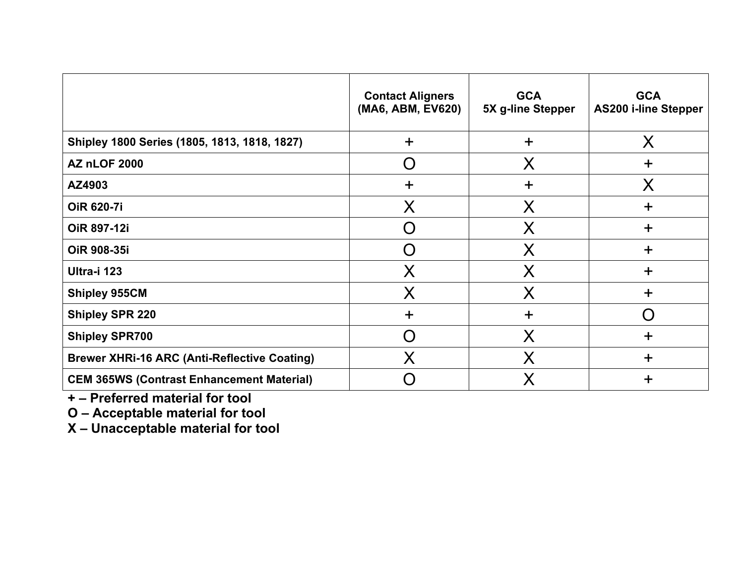| | Contact Aligners (MA6, ABM, EV620) | GCA 5X g-line Stepper | GCA AS200 i-line Stepper |
|---|---|---|---|
| **Shipley 1800 Series (1805, 1813, 1818, 1827)** | + | + | X |
| **AZ nLOF 2000** | O | X | + |
| **AZ4903** | + | + | X |
| **OiR 620-7i** | X | X | + |
| **OiR 897-12i** | O | X | + |
| **OiR 908-35i** | O | X | + |
| **Ultra-i 123** | X | X | + |
| **Shipley 955CM** | X | X | + |
| **Shipley SPR 220** | + | + | O |
| **Shipley SPR700** | O | X | + |
| **Brewer XHRi-16 ARC (Anti-Reflective Coating)** | X | X | + |
| **CEM 365WS (Contrast Enhancement Material)** | O | X | + |

**+ – Preferred material for tool**

**O – Acceptable material for tool**

**X – Unacceptable material for tool**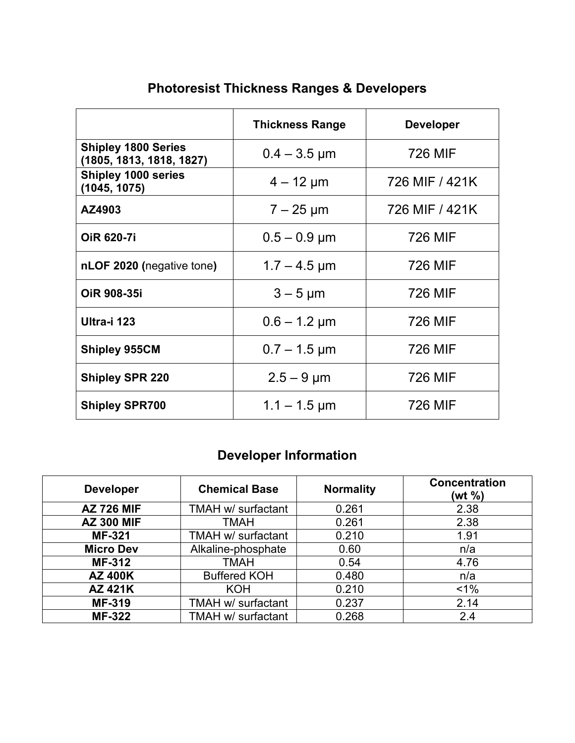## Photoresist Thickness Ranges & Developers

| | Thickness Range | Developer |
|---|---|---|
| **Shipley 1800 Series (1805, 1813, 1818, 1827)** | 0.4 – 3.5 µm | 726 MIF |
| **Shipley 1000 series (1045, 1075)** | 4 – 12 µm | 726 MIF / 421K |
| **AZ4903** | 7 – 25 µm | 726 MIF / 421K |
| **OiR 620-7i** | 0.5 – 0.9 µm | 726 MIF |
| **nLOF 2020 (**negative tone**)** | 1.7 – 4.5 µm | 726 MIF |
| **OiR 908-35i** | 3 – 5 µm | 726 MIF |
| **Ultra-i 123** | 0.6 – 1.2 µm | 726 MIF |
| **Shipley 955CM** | 0.7 – 1.5 µm | 726 MIF |
| **Shipley SPR 220** | 2.5 – 9 µm | 726 MIF |
| **Shipley SPR700** | 1.1 – 1.5 µm | 726 MIF |

## Developer Information

| Developer | Chemical Base | Normality | Concentration (wt %) |
|---|---|---|---|
| **AZ 726 MIF** | TMAH w/ surfactant | 0.261 | 2.38 |
| **AZ 300 MIF** | TMAH | 0.261 | 2.38 |
| **MF-321** | TMAH w/ surfactant | 0.210 | 1.91 |
| **Micro Dev** | Alkaline-phosphate | 0.60 | n/a |
| **MF-312** | TMAH | 0.54 | 4.76 |
| **AZ 400K** | Buffered KOH | 0.480 | n/a |
| **AZ 421K** | KOH | 0.210 | <1% |
| **MF-319** | TMAH w/ surfactant | 0.237 | 2.14 |
| **MF-322** | TMAH w/ surfactant | 0.268 | 2.4 |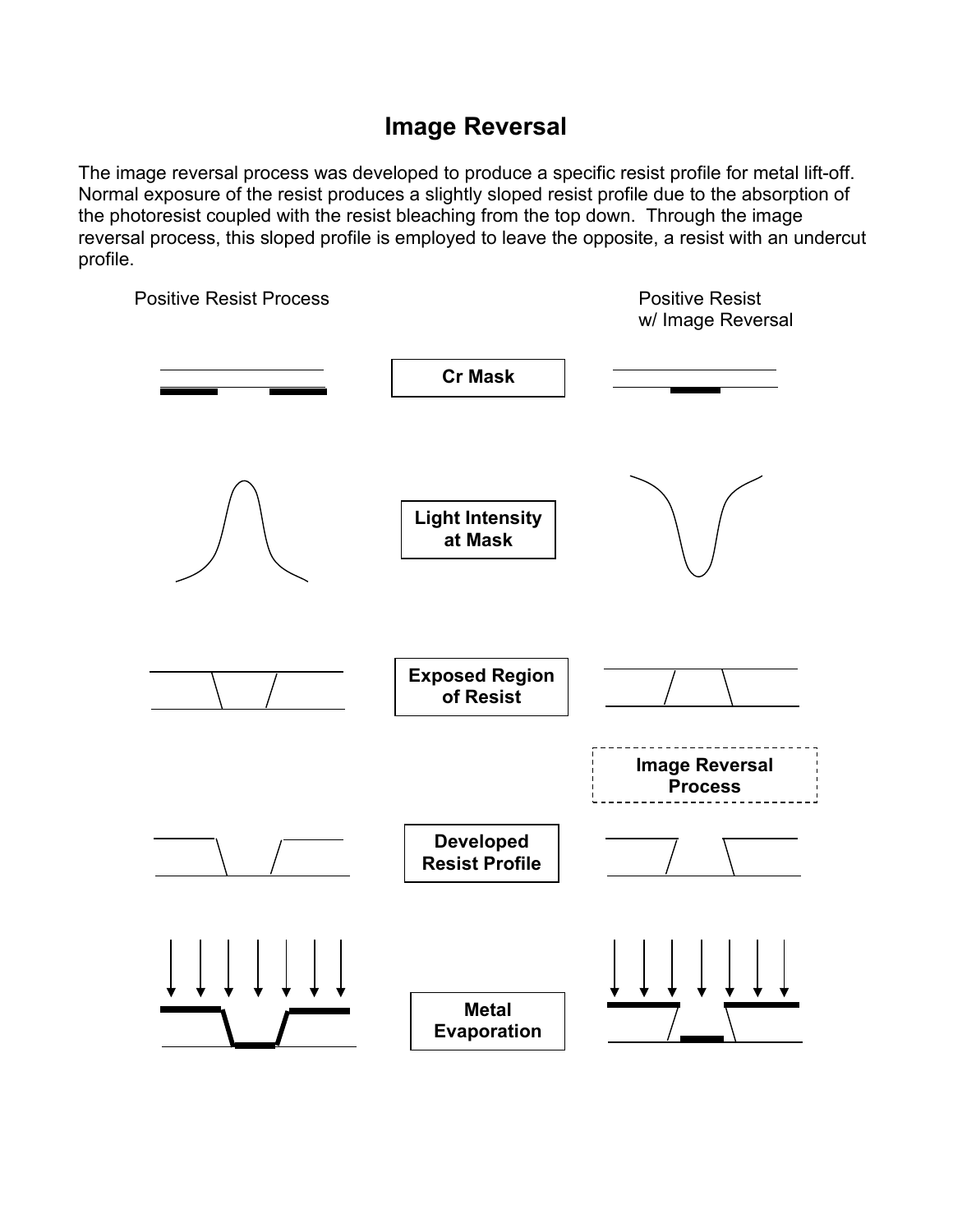# Image Reversal

The image reversal process was developed to produce a specific resist profile for metal lift-off. Normal exposure of the resist produces a slightly sloped resist profile due to the absorption of the photoresist coupled with the resist bleaching from the top down. Through the image reversal process, this sloped profile is employed to leave the opposite, a resist with an undercut profile.

Positive Resist Process

Positive Resist w/ Image Reversal

**Cr Mask**

**Light Intensity at Mask**

**Exposed Region of Resist**

**Image Reversal Process**

**Developed Resist Profile**

**Metal Evaporation**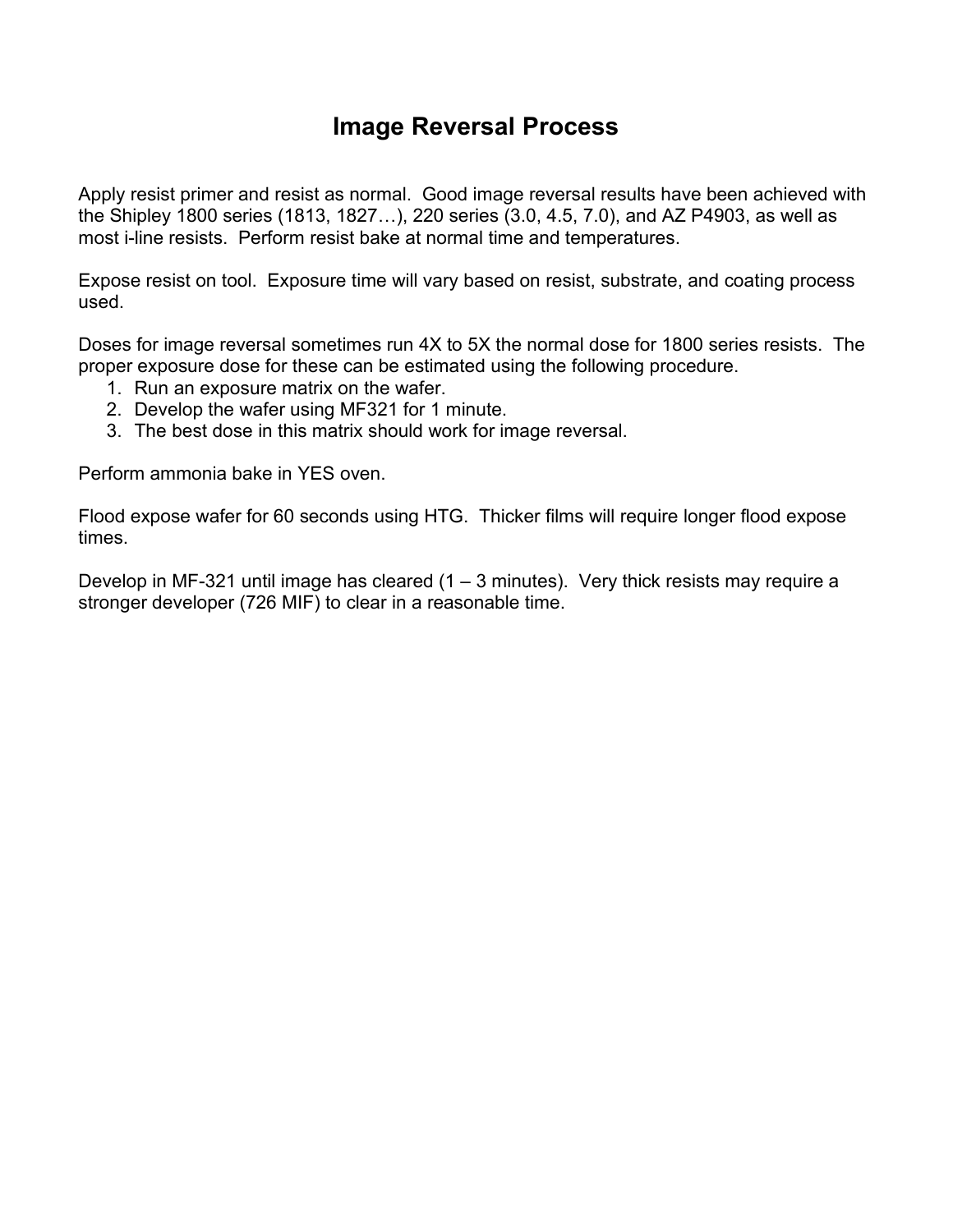# Image Reversal Process

Apply resist primer and resist as normal. Good image reversal results have been achieved with the Shipley 1800 series (1813, 1827…), 220 series (3.0, 4.5, 7.0), and AZ P4903, as well as most i-line resists. Perform resist bake at normal time and temperatures.

Expose resist on tool. Exposure time will vary based on resist, substrate, and coating process used.

Doses for image reversal sometimes run 4X to 5X the normal dose for 1800 series resists. The proper exposure dose for these can be estimated using the following procedure.

1. Run an exposure matrix on the wafer.
2. Develop the wafer using MF321 for 1 minute.
3. The best dose in this matrix should work for image reversal.

Perform ammonia bake in YES oven.

Flood expose wafer for 60 seconds using HTG. Thicker films will require longer flood expose times.

Develop in MF-321 until image has cleared (1 – 3 minutes). Very thick resists may require a stronger developer (726 MIF) to clear in a reasonable time.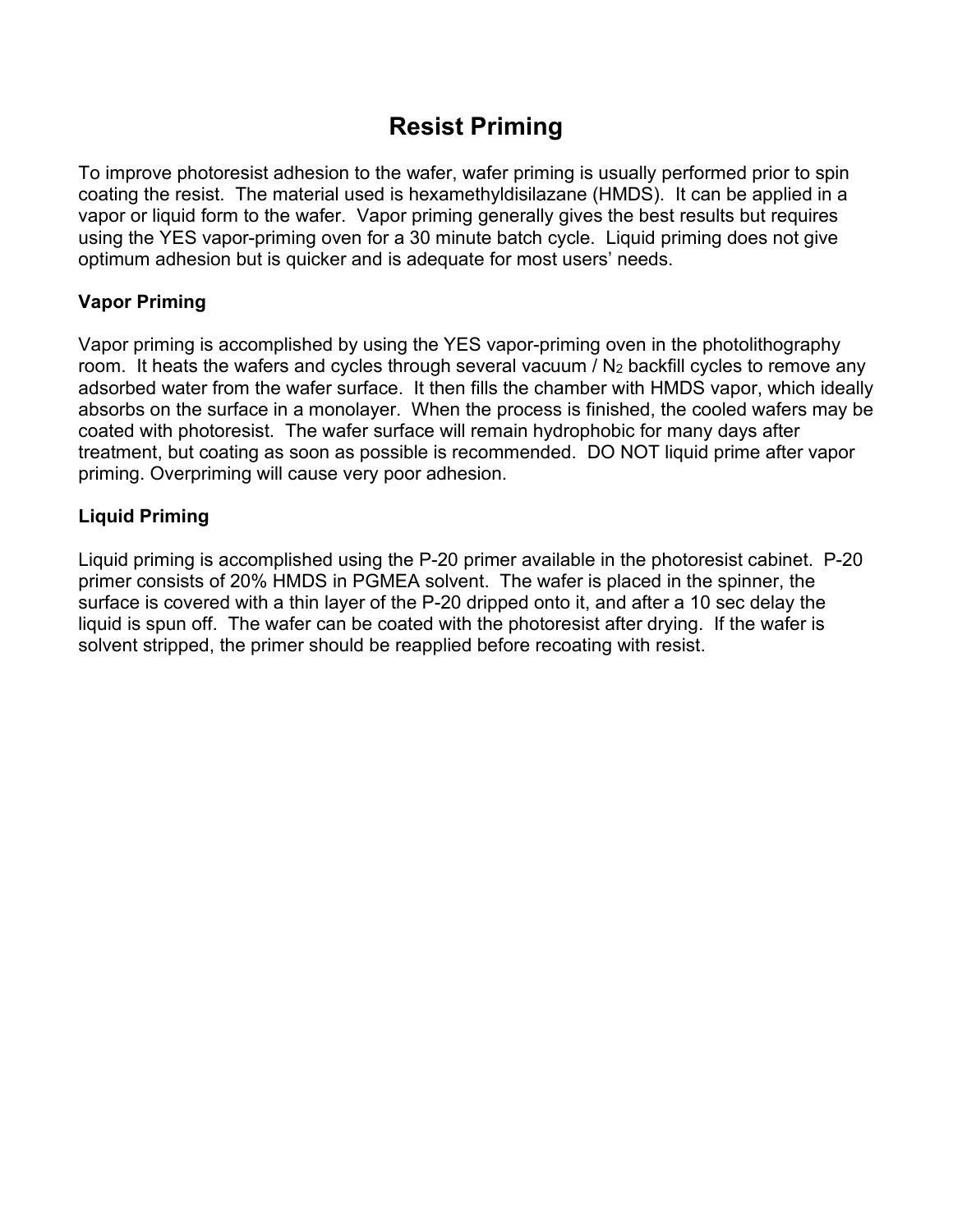# Resist Priming

To improve photoresist adhesion to the wafer, wafer priming is usually performed prior to spin coating the resist. The material used is hexamethyldisilazane (HMDS). It can be applied in a vapor or liquid form to the wafer. Vapor priming generally gives the best results but requires using the YES vapor-priming oven for a 30 minute batch cycle. Liquid priming does not give optimum adhesion but is quicker and is adequate for most users' needs.

**Vapor Priming**

Vapor priming is accomplished by using the YES vapor-priming oven in the photolithography room. It heats the wafers and cycles through several vacuum / $N_2$ backfill cycles to remove any adsorbed water from the wafer surface. It then fills the chamber with HMDS vapor, which ideally absorbs on the surface in a monolayer. When the process is finished, the cooled wafers may be coated with photoresist. The wafer surface will remain hydrophobic for many days after treatment, but coating as soon as possible is recommended. DO NOT liquid prime after vapor priming. Overpriming will cause very poor adhesion.

**Liquid Priming**

Liquid priming is accomplished using the P-20 primer available in the photoresist cabinet. P-20 primer consists of 20% HMDS in PGMEA solvent. The wafer is placed in the spinner, the surface is covered with a thin layer of the P-20 dripped onto it, and after a 10 sec delay the liquid is spun off. The wafer can be coated with the photoresist after drying. If the wafer is solvent stripped, the primer should be reapplied before recoating with resist.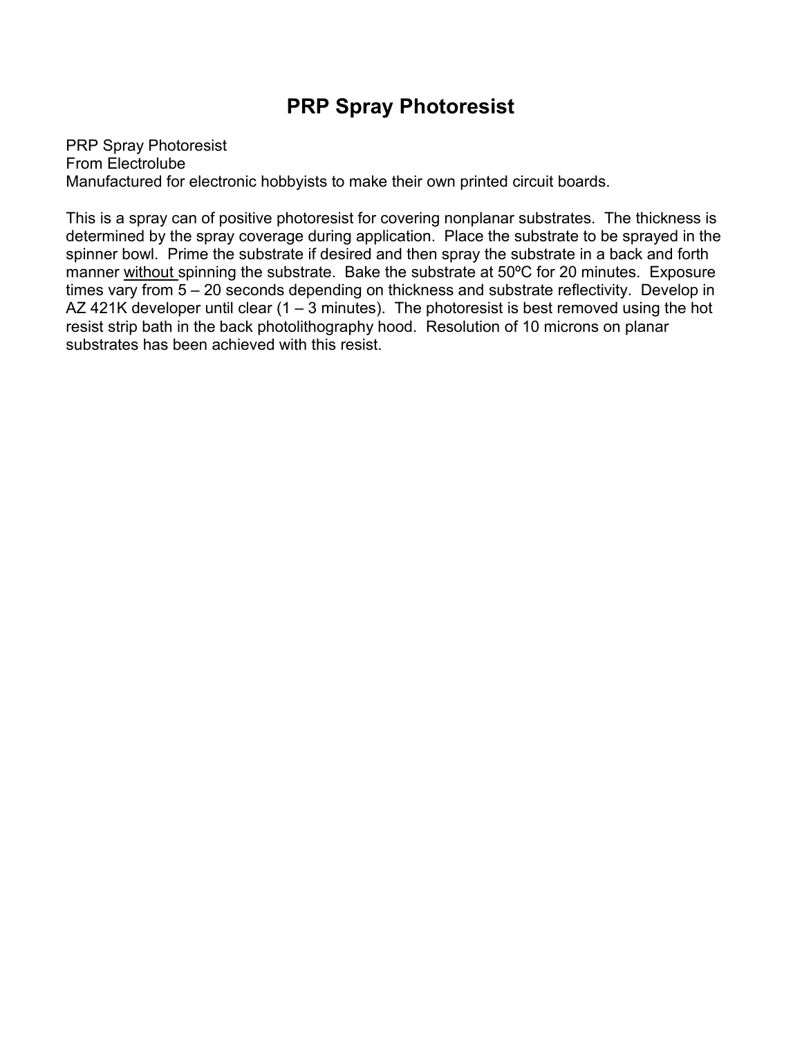# PRP Spray Photoresist

PRP Spray Photoresist
From Electrolube
Manufactured for electronic hobbyists to make their own printed circuit boards.

This is a spray can of positive photoresist for covering nonplanar substrates. The thickness is determined by the spray coverage during application. Place the substrate to be sprayed in the spinner bowl. Prime the substrate if desired and then spray the substrate in a back and forth manner <u>without</u> spinning the substrate. Bake the substrate at 50ºC for 20 minutes. Exposure times vary from 5 – 20 seconds depending on thickness and substrate reflectivity. Develop in AZ 421K developer until clear (1 – 3 minutes). The photoresist is best removed using the hot resist strip bath in the back photolithography hood. Resolution of 10 microns on planar substrates has been achieved with this resist.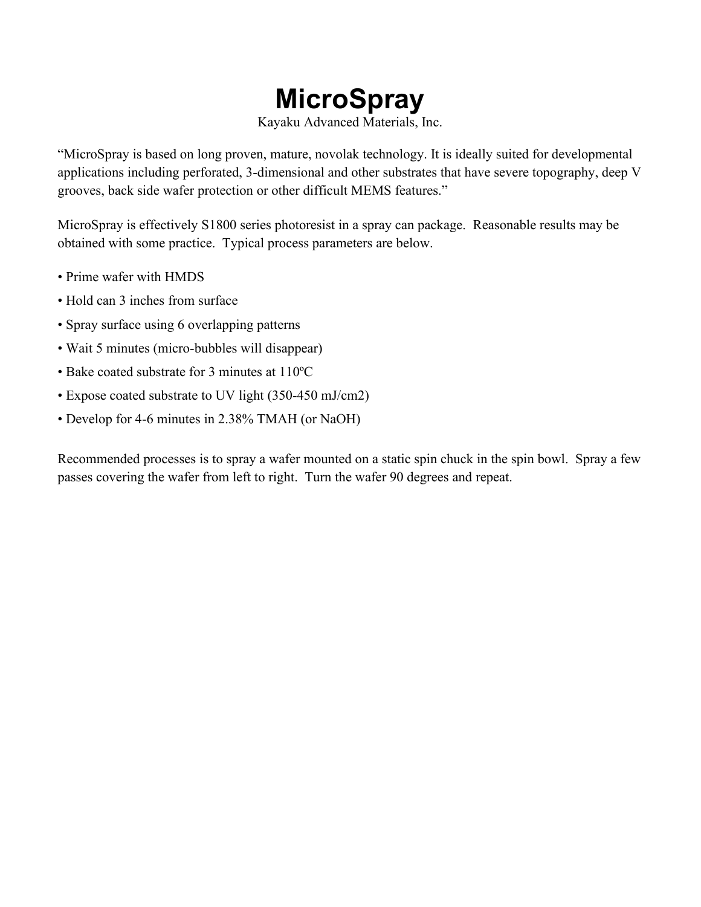# MicroSpray

Kayaku Advanced Materials, Inc.

"MicroSpray is based on long proven, mature, novolak technology. It is ideally suited for developmental applications including perforated, 3-dimensional and other substrates that have severe topography, deep V grooves, back side wafer protection or other difficult MEMS features."

MicroSpray is effectively S1800 series photoresist in a spray can package. Reasonable results may be obtained with some practice. Typical process parameters are below.

- Prime wafer with HMDS
- Hold can 3 inches from surface
- Spray surface using 6 overlapping patterns
- Wait 5 minutes (micro-bubbles will disappear)
- Bake coated substrate for 3 minutes at 110ºC
- Expose coated substrate to UV light (350-450 mJ/cm2)
- Develop for 4-6 minutes in 2.38% TMAH (or NaOH)

Recommended processes is to spray a wafer mounted on a static spin chuck in the spin bowl. Spray a few passes covering the wafer from left to right. Turn the wafer 90 degrees and repeat.